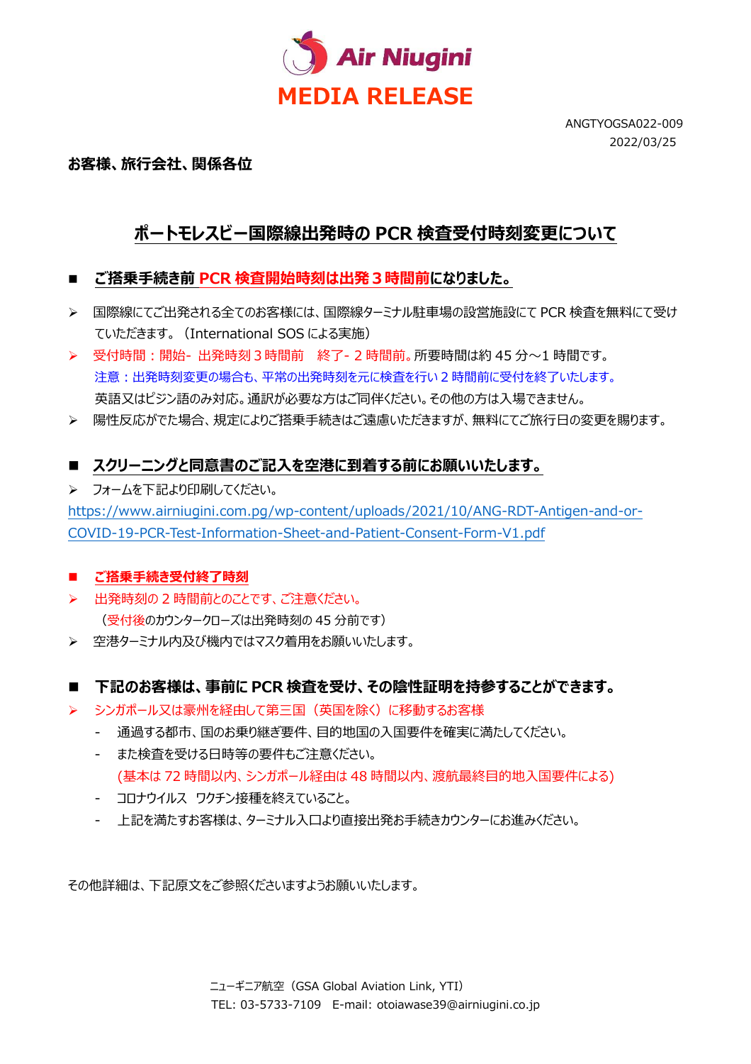Air Niugini

# MEDIA RELEASE

ANGTYOGSA022-009
2022/03/25

**お客様、旅行会社、関係各位**

## ポートモレスビー国際線出発時の PCR 検査受付時刻変更について

### ■ ご搭乗手続き前 PCR 検査開始時刻は出発３時間前になりました。

- 国際線にてご出発される全てのお客様には、国際線ターミナル駐車場の設営施設にて PCR 検査を無料にて受けていただきます。（International SOS による実施）
- 受付時間：開始- 出発時刻３時間前　終了- 2 時間前。所要時間は約 45 分～1 時間です。
  注意：出発時刻変更の場合も、平常の出発時刻を元に検査を行い 2 時間前に受付を終了いたします。
  英語又はピジン語のみ対応。通訳が必要な方はご同伴ください。その他の方は入場できません。
- 陽性反応がでた場合、規定によりご搭乗手続きはご遠慮いただきますが、無料にてご旅行日の変更を賜ります。

### ■ スクリーニングと同意書のご記入を空港に到着する前にお願いいたします。

- フォームを下記より印刷してください。

https://www.airniugini.com.pg/wp-content/uploads/2021/10/ANG-RDT-Antigen-and-or-COVID-19-PCR-Test-Information-Sheet-and-Patient-Consent-Form-V1.pdf

### ■ ご搭乗手続き受付終了時刻

- 出発時刻の 2 時間前とのことです、ご注意ください。
  （受付後のカウンタークローズは出発時刻の 45 分前です）
- 空港ターミナル内及び機内ではマスク着用をお願いいたします。

### ■ 下記のお客様は、事前に PCR 検査を受け、その陰性証明を持参することができます。

- シンガポール又は豪州を経由して第三国（英国を除く）に移動するお客様
  - 通過する都市、国のお乗り継ぎ要件、目的地国の入国要件を確実に満たしてください。
  - また検査を受ける日時等の要件もご注意ください。
    (基本は 72 時間以内、シンガポール経由は 48 時間以内、渡航最終目的地入国要件による)
  - コロナウイルス　ワクチン接種を終えていること。
  - 上記を満たすお客様は、ターミナル入口より直接出発お手続きカウンターにお進みください。

その他詳細は、下記原文をご参照くださいますようお願いいたします。

ニューギニア航空（GSA Global Aviation Link, YTI）
TEL: 03-5733-7109　E-mail: otoiawase39@airniugini.co.jp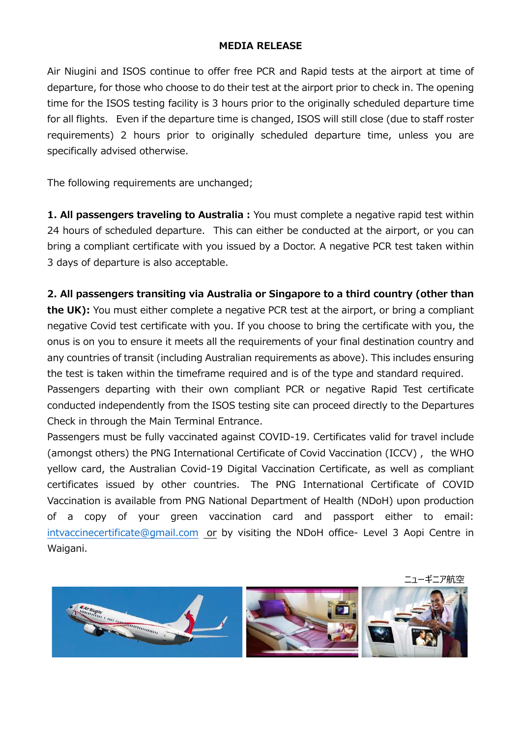**MEDIA RELEASE**

Air Niugini and ISOS continue to offer free PCR and Rapid tests at the airport at time of departure, for those who choose to do their test at the airport prior to check in. The opening time for the ISOS testing facility is 3 hours prior to the originally scheduled departure time for all flights. Even if the departure time is changed, ISOS will still close (due to staff roster requirements) 2 hours prior to originally scheduled departure time, unless you are specifically advised otherwise.

The following requirements are unchanged;

**1. All passengers traveling to Australia :** You must complete a negative rapid test within 24 hours of scheduled departure. This can either be conducted at the airport, or you can bring a compliant certificate with you issued by a Doctor. A negative PCR test taken within 3 days of departure is also acceptable.

**2. All passengers transiting via Australia or Singapore to a third country (other than the UK):** You must either complete a negative PCR test at the airport, or bring a compliant negative Covid test certificate with you. If you choose to bring the certificate with you, the onus is on you to ensure it meets all the requirements of your final destination country and any countries of transit (including Australian requirements as above). This includes ensuring the test is taken within the timeframe required and is of the type and standard required.

Passengers departing with their own compliant PCR or negative Rapid Test certificate conducted independently from the ISOS testing site can proceed directly to the Departures Check in through the Main Terminal Entrance.

Passengers must be fully vaccinated against COVID-19. Certificates valid for travel include (amongst others) the PNG International Certificate of Covid Vaccination (ICCV) , the WHO yellow card, the Australian Covid-19 Digital Vaccination Certificate, as well as compliant certificates issued by other countries. The PNG International Certificate of COVID Vaccination is available from PNG National Department of Health (NDoH) upon production of a copy of your green vaccination card and passport either to email: intvaccinecertificate@gmail.com or by visiting the NDoH office- Level 3 Aopi Centre in Waigani.

ニューギニア航空